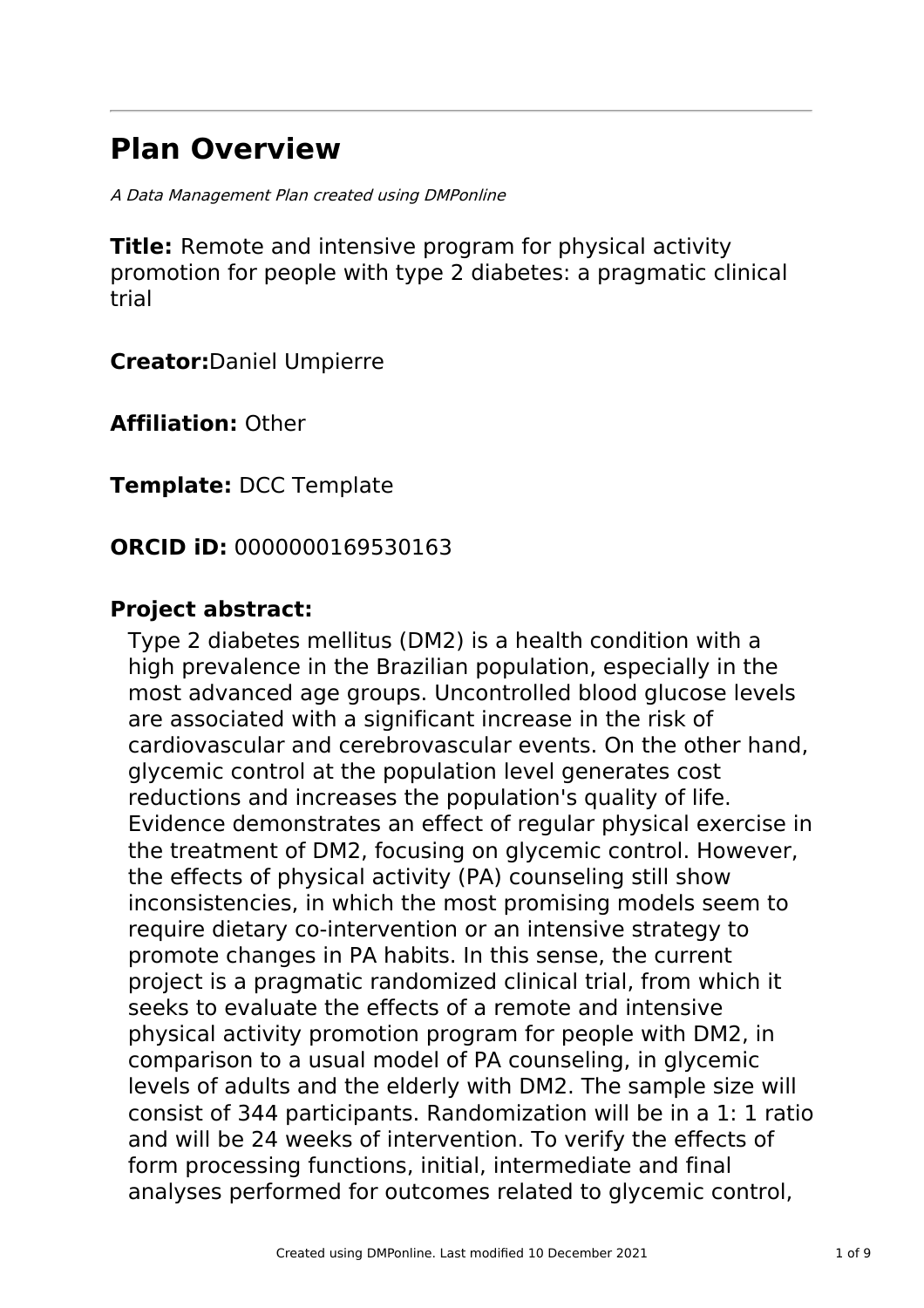# Plan Overview

*A Data Management Plan created using DMPonline*

**Title:** Remote and intensive program for physical activity promotion for people with type 2 diabetes: a pragmatic clinical trial

**Creator:**Daniel Umpierre

**Affiliation:** Other

**Template:** DCC Template

**ORCID iD:** 0000000169530163

**Project abstract:**

Type 2 diabetes mellitus (DM2) is a health condition with a high prevalence in the Brazilian population, especially in the most advanced age groups. Uncontrolled blood glucose levels are associated with a significant increase in the risk of cardiovascular and cerebrovascular events. On the other hand, glycemic control at the population level generates cost reductions and increases the population's quality of life. Evidence demonstrates an effect of regular physical exercise in the treatment of DM2, focusing on glycemic control. However, the effects of physical activity (PA) counseling still show inconsistencies, in which the most promising models seem to require dietary co-intervention or an intensive strategy to promote changes in PA habits. In this sense, the current project is a pragmatic randomized clinical trial, from which it seeks to evaluate the effects of a remote and intensive physical activity promotion program for people with DM2, in comparison to a usual model of PA counseling, in glycemic levels of adults and the elderly with DM2. The sample size will consist of 344 participants. Randomization will be in a 1: 1 ratio and will be 24 weeks of intervention. To verify the effects of form processing functions, initial, intermediate and final analyses performed for outcomes related to glycemic control,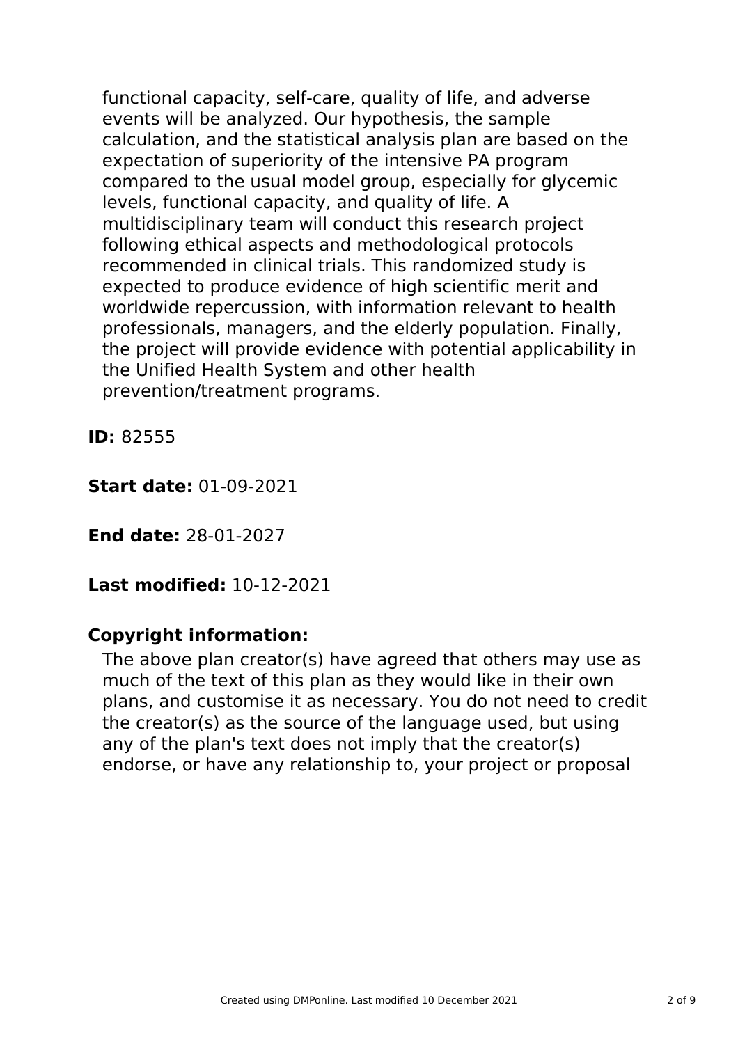functional capacity, self-care, quality of life, and adverse events will be analyzed. Our hypothesis, the sample calculation, and the statistical analysis plan are based on the expectation of superiority of the intensive PA program compared to the usual model group, especially for glycemic levels, functional capacity, and quality of life. A multidisciplinary team will conduct this research project following ethical aspects and methodological protocols recommended in clinical trials. This randomized study is expected to produce evidence of high scientific merit and worldwide repercussion, with information relevant to health professionals, managers, and the elderly population. Finally, the project will provide evidence with potential applicability in the Unified Health System and other health prevention/treatment programs.

**ID:** 82555

**Start date:** 01-09-2021

**End date:** 28-01-2027

**Last modified:** 10-12-2021

**Copyright information:**

The above plan creator(s) have agreed that others may use as much of the text of this plan as they would like in their own plans, and customise it as necessary. You do not need to credit the creator(s) as the source of the language used, but using any of the plan's text does not imply that the creator(s) endorse, or have any relationship to, your project or proposal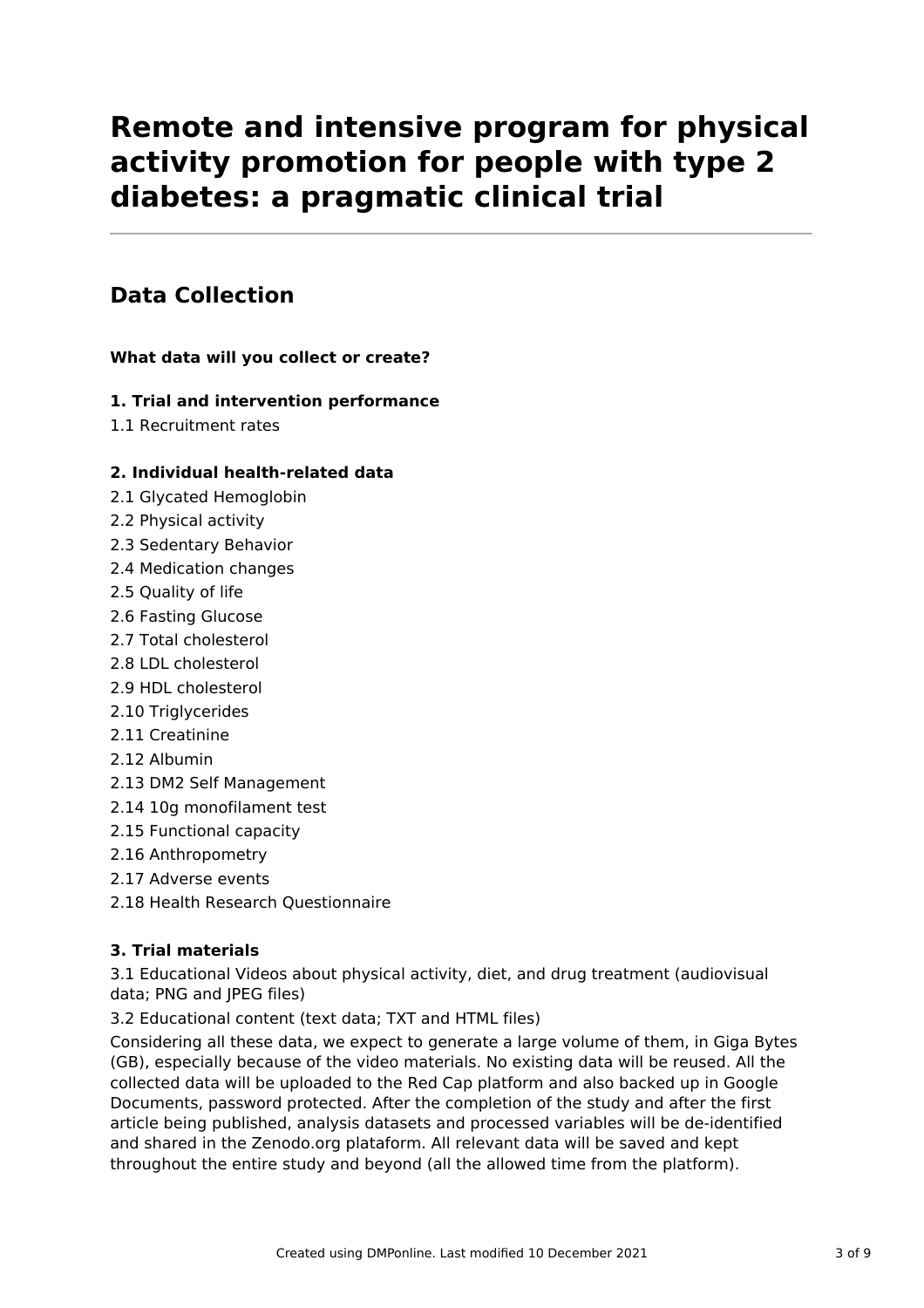# Remote and intensive program for physical activity promotion for people with type 2 diabetes: a pragmatic clinical trial

## Data Collection

**What data will you collect or create?**

**1. Trial and intervention performance**

1.1 Recruitment rates

**2. Individual health-related data**

2.1 Glycated Hemoglobin

2.2 Physical activity

2.3 Sedentary Behavior

2.4 Medication changes

2.5 Quality of life

2.6 Fasting Glucose

2.7 Total cholesterol

2.8 LDL cholesterol

2.9 HDL cholesterol

2.10 Triglycerides

2.11 Creatinine

2.12 Albumin

2.13 DM2 Self Management

2.14 10g monofilament test

2.15 Functional capacity

2.16 Anthropometry

2.17 Adverse events

2.18 Health Research Questionnaire

**3. Trial materials**

3.1 Educational Videos about physical activity, diet, and drug treatment (audiovisual data; PNG and JPEG files)

3.2 Educational content (text data; TXT and HTML files)

Considering all these data, we expect to generate a large volume of them, in Giga Bytes (GB), especially because of the video materials. No existing data will be reused. All the collected data will be uploaded to the Red Cap platform and also backed up in Google Documents, password protected. After the completion of the study and after the first article being published, analysis datasets and processed variables will be de-identified and shared in the Zenodo.org plataform. All relevant data will be saved and kept throughout the entire study and beyond (all the allowed time from the platform).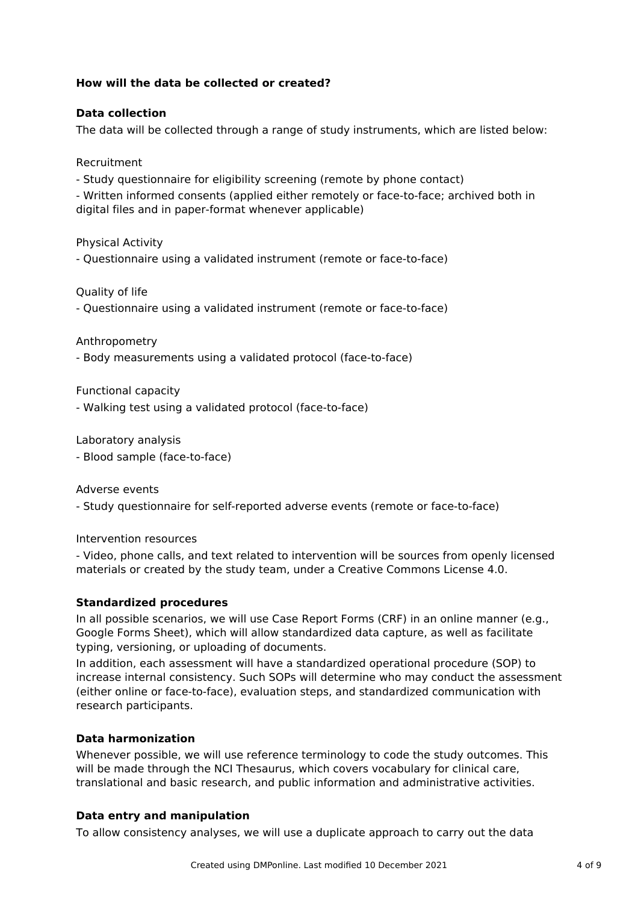**How will the data be collected or created?**

**Data collection**

The data will be collected through a range of study instruments, which are listed below:

Recruitment

- Study questionnaire for eligibility screening (remote by phone contact)
- Written informed consents (applied either remotely or face-to-face; archived both in digital files and in paper-format whenever applicable)

Physical Activity

- Questionnaire using a validated instrument (remote or face-to-face)

Quality of life

- Questionnaire using a validated instrument (remote or face-to-face)

Anthropometry

- Body measurements using a validated protocol (face-to-face)

Functional capacity

- Walking test using a validated protocol (face-to-face)

Laboratory analysis

- Blood sample (face-to-face)

Adverse events

- Study questionnaire for self-reported adverse events (remote or face-to-face)

Intervention resources

- Video, phone calls, and text related to intervention will be sources from openly licensed materials or created by the study team, under a Creative Commons License 4.0.

**Standardized procedures**

In all possible scenarios, we will use Case Report Forms (CRF) in an online manner (e.g., Google Forms Sheet), which will allow standardized data capture, as well as facilitate typing, versioning, or uploading of documents.

In addition, each assessment will have a standardized operational procedure (SOP) to increase internal consistency. Such SOPs will determine who may conduct the assessment (either online or face-to-face), evaluation steps, and standardized communication with research participants.

**Data harmonization**

Whenever possible, we will use reference terminology to code the study outcomes. This will be made through the NCI Thesaurus, which covers vocabulary for clinical care, translational and basic research, and public information and administrative activities.

**Data entry and manipulation**

To allow consistency analyses, we will use a duplicate approach to carry out the data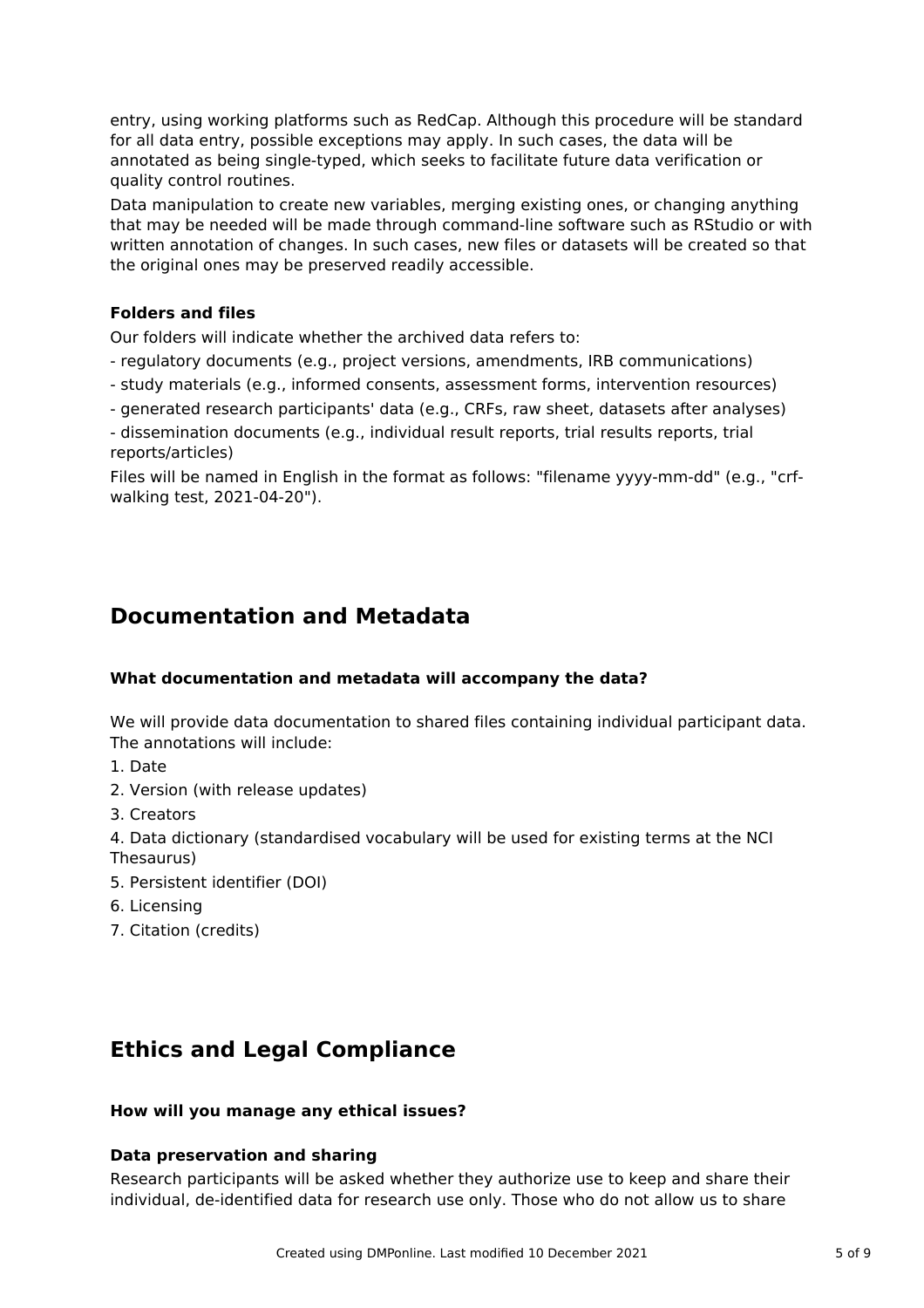entry, using working platforms such as RedCap. Although this procedure will be standard for all data entry, possible exceptions may apply. In such cases, the data will be annotated as being single-typed, which seeks to facilitate future data verification or quality control routines.

Data manipulation to create new variables, merging existing ones, or changing anything that may be needed will be made through command-line software such as RStudio or with written annotation of changes. In such cases, new files or datasets will be created so that the original ones may be preserved readily accessible.

**Folders and files**

Our folders will indicate whether the archived data refers to:

- regulatory documents (e.g., project versions, amendments, IRB communications)
- study materials (e.g., informed consents, assessment forms, intervention resources)
- generated research participants' data (e.g., CRFs, raw sheet, datasets after analyses)
- dissemination documents (e.g., individual result reports, trial results reports, trial reports/articles)

Files will be named in English in the format as follows: "filename yyyy-mm-dd" (e.g., "crf-walking test, 2021-04-20").

## Documentation and Metadata

**What documentation and metadata will accompany the data?**

We will provide data documentation to shared files containing individual participant data. The annotations will include:

1. Date
2. Version (with release updates)
3. Creators
4. Data dictionary (standardised vocabulary will be used for existing terms at the NCI Thesaurus)
5. Persistent identifier (DOI)
6. Licensing
7. Citation (credits)

## Ethics and Legal Compliance

**How will you manage any ethical issues?**

**Data preservation and sharing**

Research participants will be asked whether they authorize use to keep and share their individual, de-identified data for research use only. Those who do not allow us to share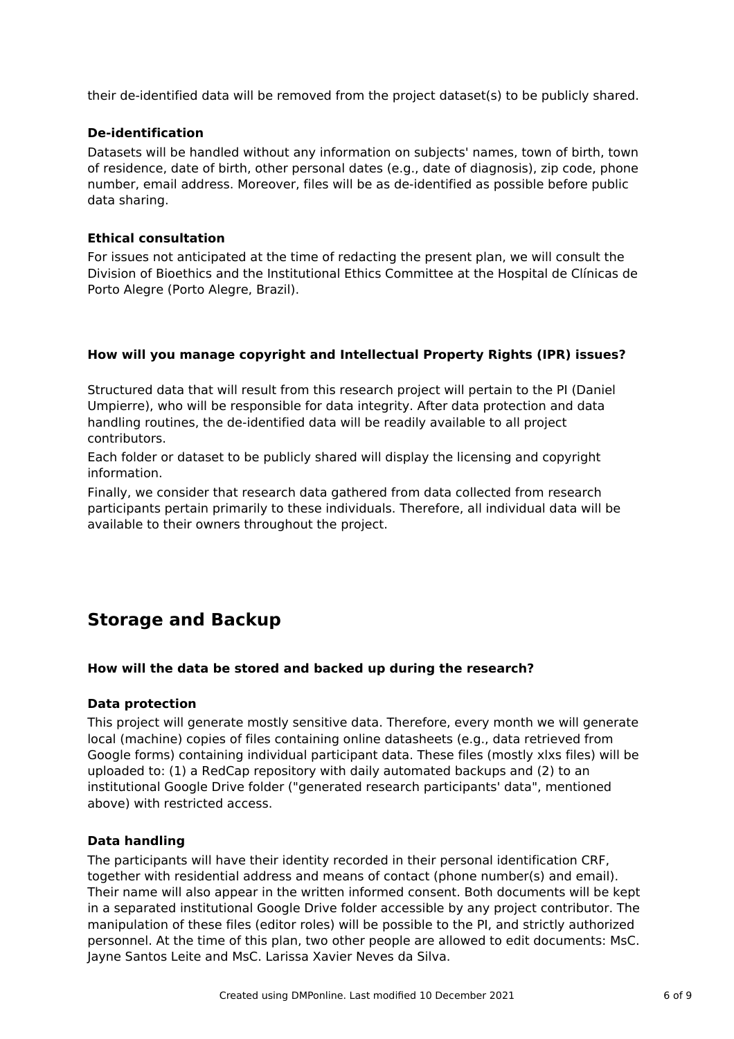their de-identified data will be removed from the project dataset(s) to be publicly shared.

**De-identification**

Datasets will be handled without any information on subjects' names, town of birth, town of residence, date of birth, other personal dates (e.g., date of diagnosis), zip code, phone number, email address. Moreover, files will be as de-identified as possible before public data sharing.

**Ethical consultation**

For issues not anticipated at the time of redacting the present plan, we will consult the Division of Bioethics and the Institutional Ethics Committee at the Hospital de Clínicas de Porto Alegre (Porto Alegre, Brazil).

### How will you manage copyright and Intellectual Property Rights (IPR) issues?

Structured data that will result from this research project will pertain to the PI (Daniel Umpierre), who will be responsible for data integrity. After data protection and data handling routines, the de-identified data will be readily available to all project contributors.

Each folder or dataset to be publicly shared will display the licensing and copyright information.

Finally, we consider that research data gathered from data collected from research participants pertain primarily to these individuals. Therefore, all individual data will be available to their owners throughout the project.

## Storage and Backup

### How will the data be stored and backed up during the research?

**Data protection**

This project will generate mostly sensitive data. Therefore, every month we will generate local (machine) copies of files containing online datasheets (e.g., data retrieved from Google forms) containing individual participant data. These files (mostly xlxs files) will be uploaded to: (1) a RedCap repository with daily automated backups and (2) to an institutional Google Drive folder ("generated research participants' data", mentioned above) with restricted access.

**Data handling**

The participants will have their identity recorded in their personal identification CRF, together with residential address and means of contact (phone number(s) and email). Their name will also appear in the written informed consent. Both documents will be kept in a separated institutional Google Drive folder accessible by any project contributor. The manipulation of these files (editor roles) will be possible to the PI, and strictly authorized personnel. At the time of this plan, two other people are allowed to edit documents: MsC. Jayne Santos Leite and MsC. Larissa Xavier Neves da Silva.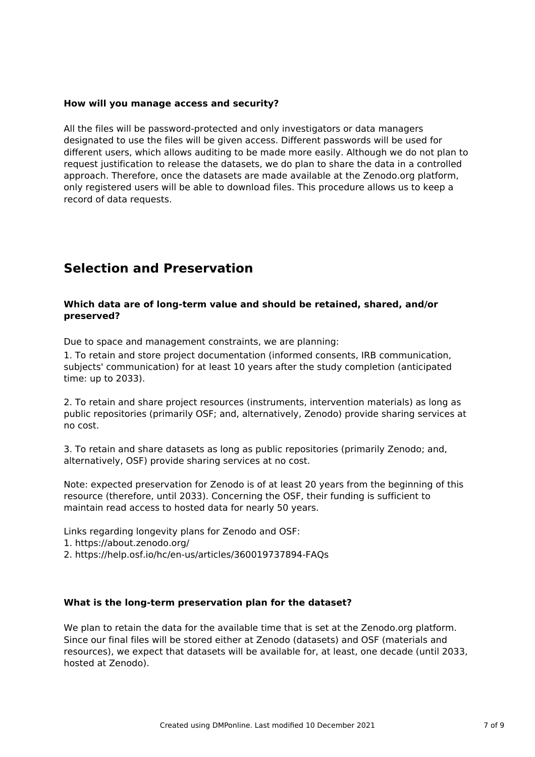**How will you manage access and security?**

All the files will be password-protected and only investigators or data managers designated to use the files will be given access. Different passwords will be used for different users, which allows auditing to be made more easily. Although we do not plan to request justification to release the datasets, we do plan to share the data in a controlled approach. Therefore, once the datasets are made available at the Zenodo.org platform, only registered users will be able to download files. This procedure allows us to keep a record of data requests.

## Selection and Preservation

**Which data are of long-term value and should be retained, shared, and/or preserved?**

Due to space and management constraints, we are planning:

1. To retain and store project documentation (informed consents, IRB communication, subjects' communication) for at least 10 years after the study completion (anticipated time: up to 2033).

2. To retain and share project resources (instruments, intervention materials) as long as public repositories (primarily OSF; and, alternatively, Zenodo) provide sharing services at no cost.

3. To retain and share datasets as long as public repositories (primarily Zenodo; and, alternatively, OSF) provide sharing services at no cost.

Note: expected preservation for Zenodo is of at least 20 years from the beginning of this resource (therefore, until 2033). Concerning the OSF, their funding is sufficient to maintain read access to hosted data for nearly 50 years.

Links regarding longevity plans for Zenodo and OSF:
1. https://about.zenodo.org/
2. https://help.osf.io/hc/en-us/articles/360019737894-FAQs

**What is the long-term preservation plan for the dataset?**

We plan to retain the data for the available time that is set at the Zenodo.org platform. Since our final files will be stored either at Zenodo (datasets) and OSF (materials and resources), we expect that datasets will be available for, at least, one decade (until 2033, hosted at Zenodo).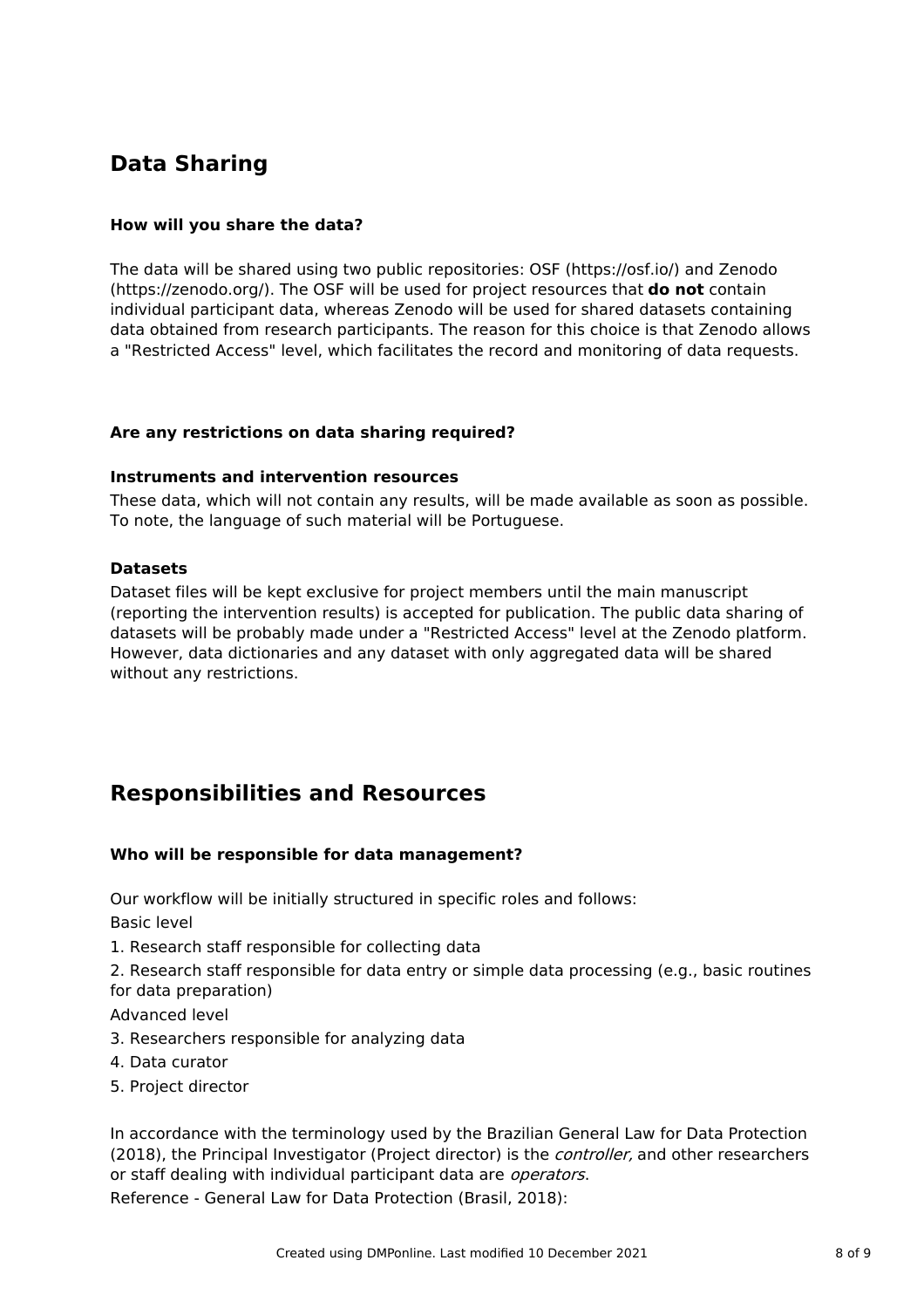## Data Sharing

### How will you share the data?

The data will be shared using two public repositories: OSF (https://osf.io/) and Zenodo (https://zenodo.org/). The OSF will be used for project resources that **do not** contain individual participant data, whereas Zenodo will be used for shared datasets containing data obtained from research participants. The reason for this choice is that Zenodo allows a "Restricted Access" level, which facilitates the record and monitoring of data requests.

### Are any restrictions on data sharing required?

**Instruments and intervention resources**

These data, which will not contain any results, will be made available as soon as possible. To note, the language of such material will be Portuguese.

**Datasets**

Dataset files will be kept exclusive for project members until the main manuscript (reporting the intervention results) is accepted for publication. The public data sharing of datasets will be probably made under a "Restricted Access" level at the Zenodo platform. However, data dictionaries and any dataset with only aggregated data will be shared without any restrictions.

## Responsibilities and Resources

### Who will be responsible for data management?

Our workflow will be initially structured in specific roles and follows:

Basic level

1. Research staff responsible for collecting data
2. Research staff responsible for data entry or simple data processing (e.g., basic routines for data preparation)

Advanced level

3. Researchers responsible for analyzing data
4. Data curator
5. Project director

In accordance with the terminology used by the Brazilian General Law for Data Protection (2018), the Principal Investigator (Project director) is the *controller,* and other researchers or staff dealing with individual participant data are *operators*.

Reference - General Law for Data Protection (Brasil, 2018):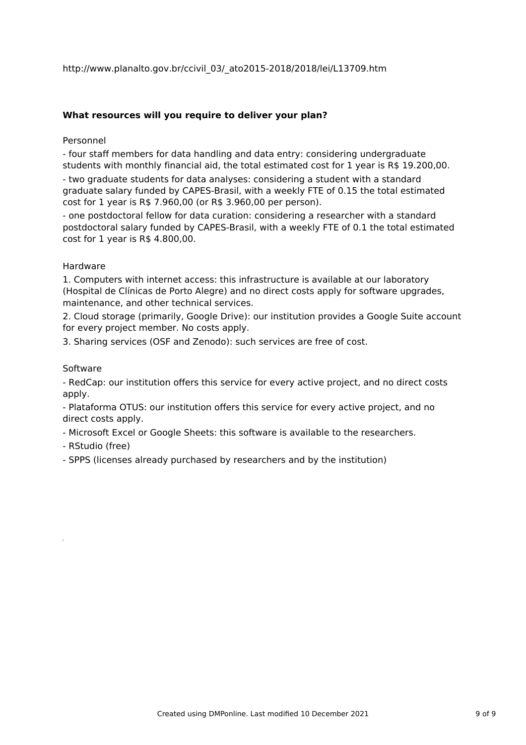http://www.planalto.gov.br/ccivil_03/_ato2015-2018/2018/lei/L13709.htm

**What resources will you require to deliver your plan?**

Personnel

- four staff members for data handling and data entry: considering undergraduate students with monthly financial aid, the total estimated cost for 1 year is R$ 19.200,00.
- two graduate students for data analyses: considering a student with a standard graduate salary funded by CAPES-Brasil, with a weekly FTE of 0.15 the total estimated cost for 1 year is R$ 7.960,00 (or R$ 3.960,00 per person).
- one postdoctoral fellow for data curation: considering a researcher with a standard postdoctoral salary funded by CAPES-Brasil, with a weekly FTE of 0.1 the total estimated cost for 1 year is R$ 4.800,00.

Hardware

1. Computers with internet access: this infrastructure is available at our laboratory (Hospital de Clínicas de Porto Alegre) and no direct costs apply for software upgrades, maintenance, and other technical services.
2. Cloud storage (primarily, Google Drive): our institution provides a Google Suite account for every project member. No costs apply.
3. Sharing services (OSF and Zenodo): such services are free of cost.

Software

- RedCap: our institution offers this service for every active project, and no direct costs apply.
- Plataforma OTUS: our institution offers this service for every active project, and no direct costs apply.
- Microsoft Excel or Google Sheets: this software is available to the researchers.
- RStudio (free)
- SPPS (licenses already purchased by researchers and by the institution)